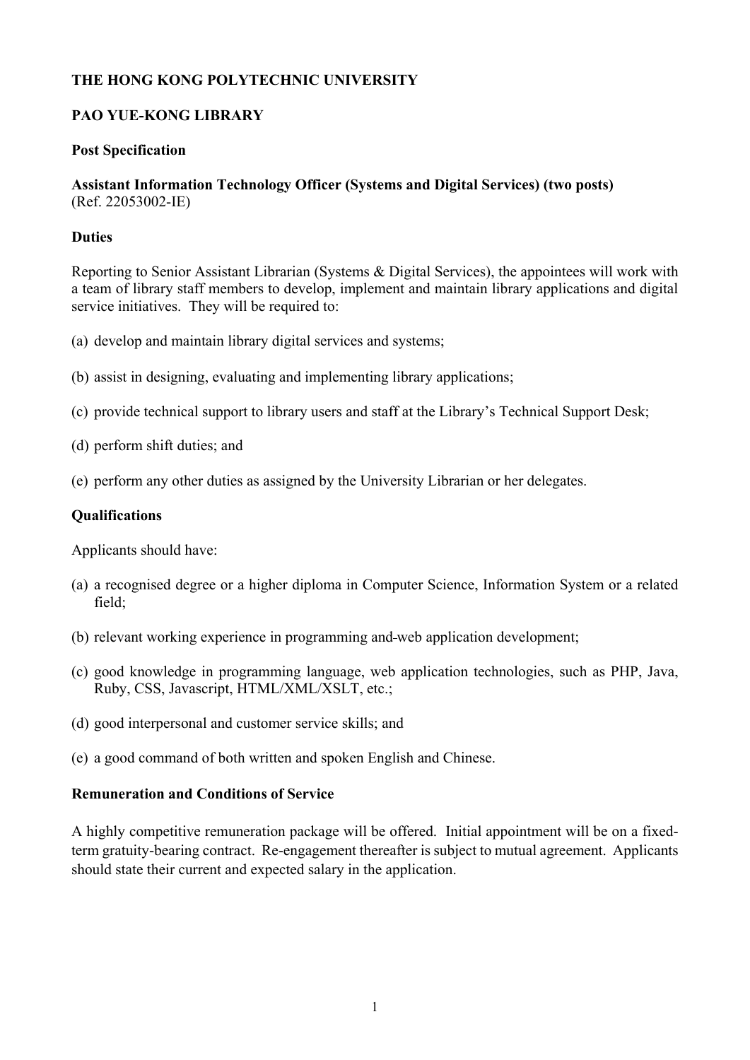# THE HONG KONG POLYTECHNIC UNIVERSITY

## PAO YUE-KONG LIBRARY

### Post Specification

**Assistant Information Technology Officer (Systems and Digital Services) (two posts)**
(Ref. 22053002-IE)

### Duties

Reporting to Senior Assistant Librarian (Systems & Digital Services), the appointees will work with a team of library staff members to develop, implement and maintain library applications and digital service initiatives. They will be required to:

(a) develop and maintain library digital services and systems;

(b) assist in designing, evaluating and implementing library applications;

(c) provide technical support to library users and staff at the Library's Technical Support Desk;

(d) perform shift duties; and

(e) perform any other duties as assigned by the University Librarian or her delegates.

### Qualifications

Applicants should have:

(a) a recognised degree or a higher diploma in Computer Science, Information System or a related field;

(b) relevant working experience in programming and web application development;

(c) good knowledge in programming language, web application technologies, such as PHP, Java, Ruby, CSS, Javascript, HTML/XML/XSLT, etc.;

(d) good interpersonal and customer service skills; and

(e) a good command of both written and spoken English and Chinese.

### Remuneration and Conditions of Service

A highly competitive remuneration package will be offered. Initial appointment will be on a fixed-term gratuity-bearing contract. Re-engagement thereafter is subject to mutual agreement. Applicants should state their current and expected salary in the application.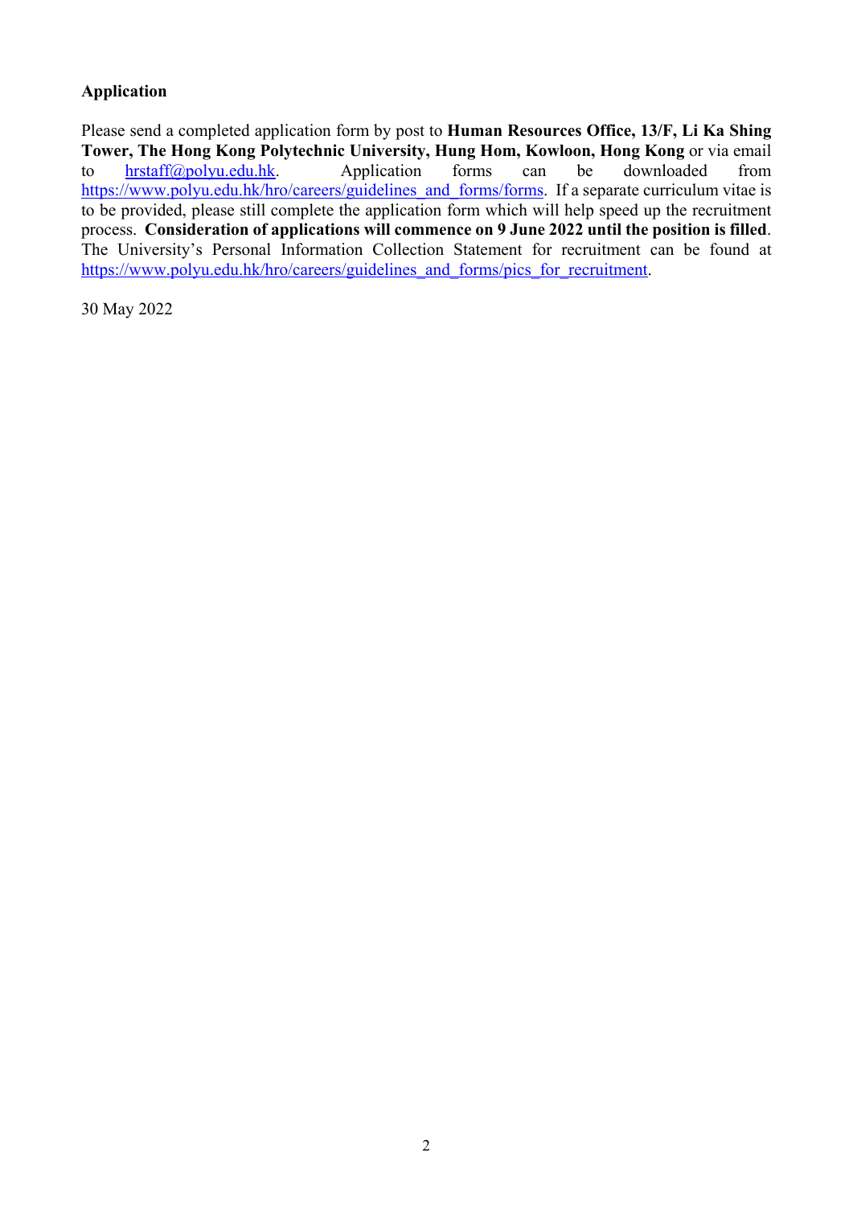**Application**

Please send a completed application form by post to **Human Resources Office, 13/F, Li Ka Shing Tower, The Hong Kong Polytechnic University, Hung Hom, Kowloon, Hong Kong** or via email to hrstaff@polyu.edu.hk. Application forms can be downloaded from https://www.polyu.edu.hk/hro/careers/guidelines_and_forms/forms. If a separate curriculum vitae is to be provided, please still complete the application form which will help speed up the recruitment process. **Consideration of applications will commence on 9 June 2022 until the position is filled**. The University's Personal Information Collection Statement for recruitment can be found at https://www.polyu.edu.hk/hro/careers/guidelines_and_forms/pics_for_recruitment.

30 May 2022